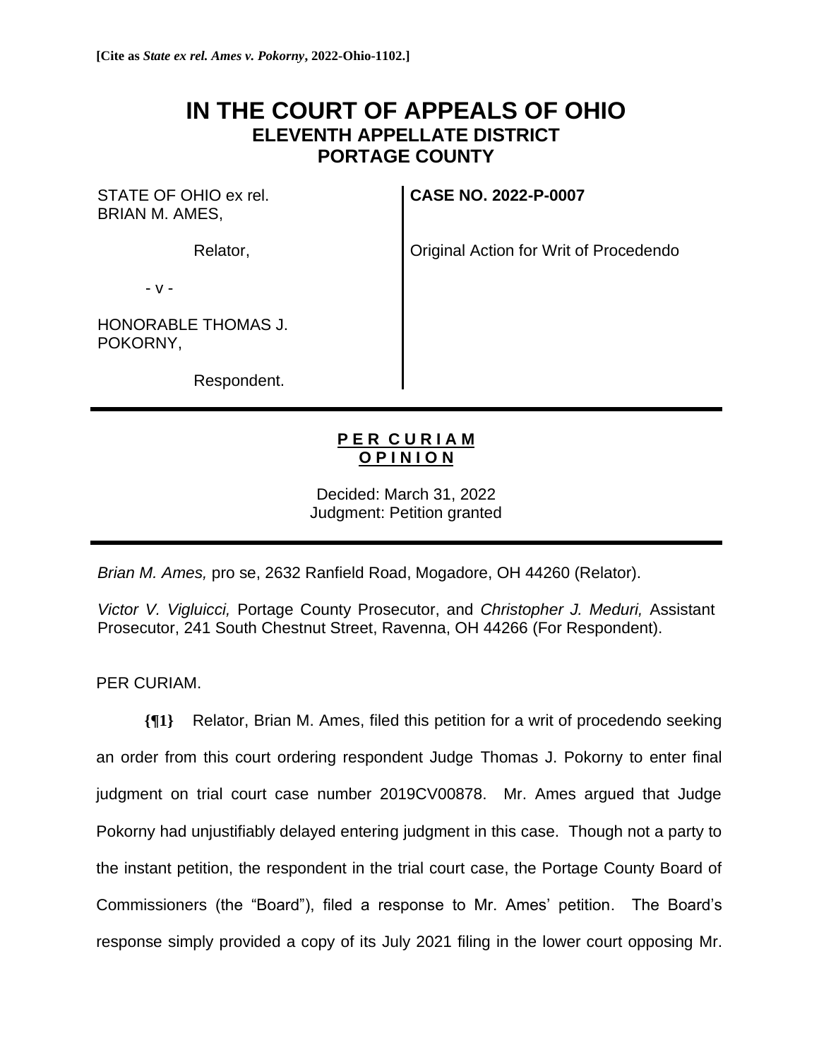**[Cite as *State ex rel. Ames v. Pokorny*, 2022-Ohio-1102.]**

# IN THE COURT OF APPEALS OF OHIO
## ELEVENTH APPELLATE DISTRICT
## PORTAGE COUNTY

| | |
|---|---|
| STATE OF OHIO ex rel. BRIAN M. AMES, | **CASE NO. 2022-P-0007** |
| Relator, | Original Action for Writ of Procedendo |
| - v - | |
| HONORABLE THOMAS J. POKORNY, | |
| Respondent. | |

**PER CURIAM OPINION**

Decided: March 31, 2022
Judgment: Petition granted

*Brian M. Ames,* pro se, 2632 Ranfield Road, Mogadore, OH 44260 (Relator).

*Victor V. Vigluicci,* Portage County Prosecutor, and *Christopher J. Meduri,* Assistant Prosecutor, 241 South Chestnut Street, Ravenna, OH 44266 (For Respondent).

PER CURIAM.

**{¶1}** Relator, Brian M. Ames, filed this petition for a writ of procedendo seeking an order from this court ordering respondent Judge Thomas J. Pokorny to enter final judgment on trial court case number 2019CV00878. Mr. Ames argued that Judge Pokorny had unjustifiably delayed entering judgment in this case. Though not a party to the instant petition, the respondent in the trial court case, the Portage County Board of Commissioners (the "Board"), filed a response to Mr. Ames' petition. The Board's response simply provided a copy of its July 2021 filing in the lower court opposing Mr.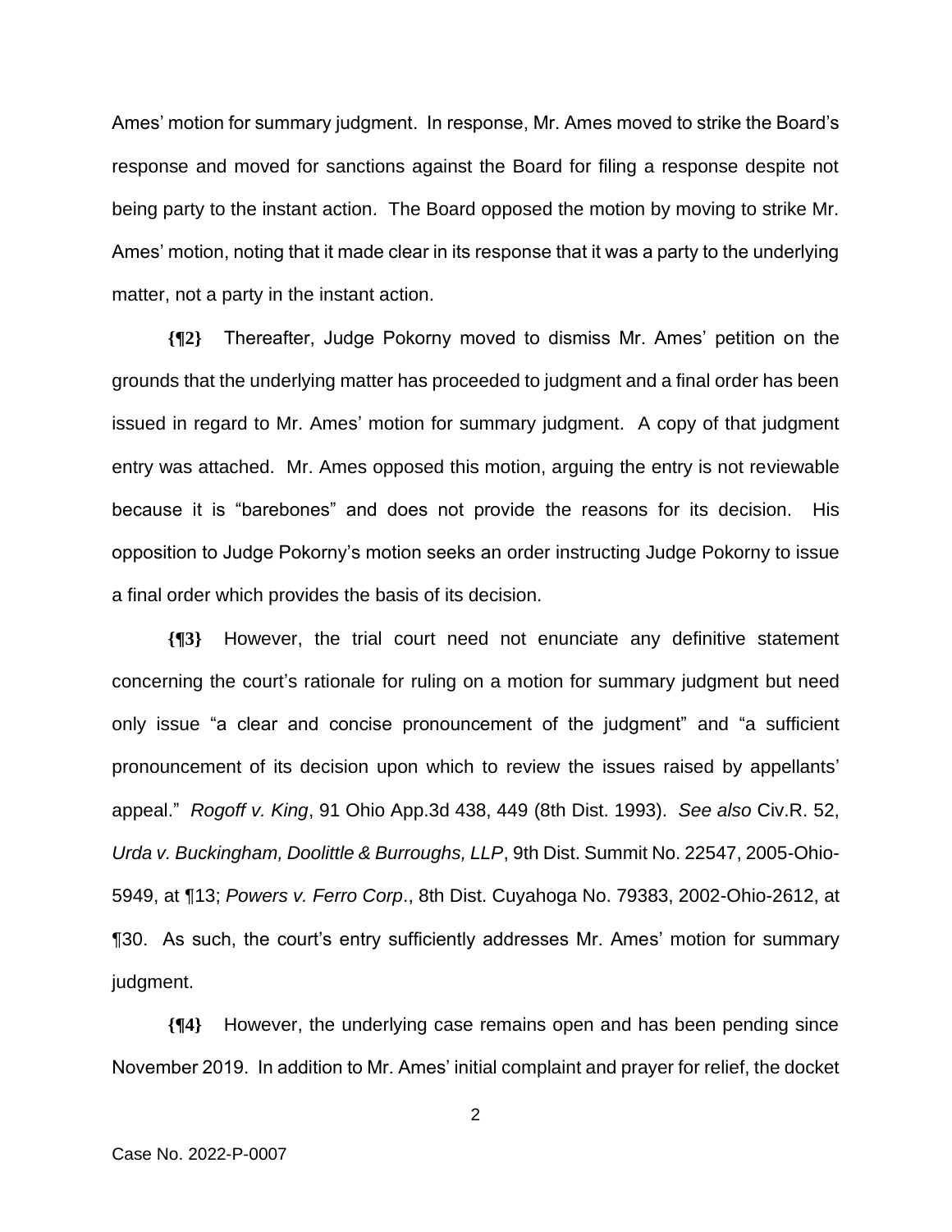Ames' motion for summary judgment. In response, Mr. Ames moved to strike the Board's response and moved for sanctions against the Board for filing a response despite not being party to the instant action. The Board opposed the motion by moving to strike Mr. Ames' motion, noting that it made clear in its response that it was a party to the underlying matter, not a party in the instant action.

**{¶2}** Thereafter, Judge Pokorny moved to dismiss Mr. Ames' petition on the grounds that the underlying matter has proceeded to judgment and a final order has been issued in regard to Mr. Ames' motion for summary judgment. A copy of that judgment entry was attached. Mr. Ames opposed this motion, arguing the entry is not reviewable because it is "barebones" and does not provide the reasons for its decision. His opposition to Judge Pokorny's motion seeks an order instructing Judge Pokorny to issue a final order which provides the basis of its decision.

**{¶3}** However, the trial court need not enunciate any definitive statement concerning the court's rationale for ruling on a motion for summary judgment but need only issue "a clear and concise pronouncement of the judgment" and "a sufficient pronouncement of its decision upon which to review the issues raised by appellants' appeal." *Rogoff v. King*, 91 Ohio App.3d 438, 449 (8th Dist. 1993). *See also* Civ.R. 52, *Urda v. Buckingham, Doolittle & Burroughs, LLP*, 9th Dist. Summit No. 22547, 2005-Ohio-5949, at ¶13; *Powers v. Ferro Corp*., 8th Dist. Cuyahoga No. 79383, 2002-Ohio-2612, at ¶30. As such, the court's entry sufficiently addresses Mr. Ames' motion for summary judgment.

**{¶4}** However, the underlying case remains open and has been pending since November 2019. In addition to Mr. Ames' initial complaint and prayer for relief, the docket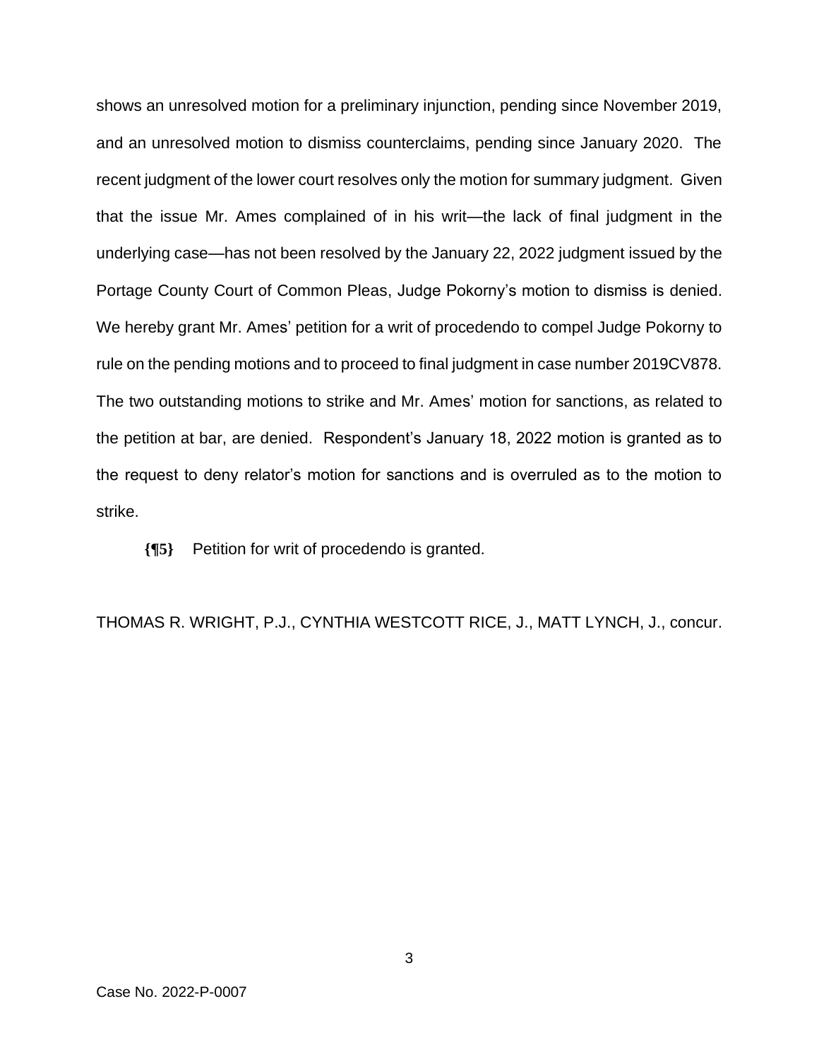shows an unresolved motion for a preliminary injunction, pending since November 2019, and an unresolved motion to dismiss counterclaims, pending since January 2020. The recent judgment of the lower court resolves only the motion for summary judgment. Given that the issue Mr. Ames complained of in his writ—the lack of final judgment in the underlying case—has not been resolved by the January 22, 2022 judgment issued by the Portage County Court of Common Pleas, Judge Pokorny's motion to dismiss is denied. We hereby grant Mr. Ames' petition for a writ of procedendo to compel Judge Pokorny to rule on the pending motions and to proceed to final judgment in case number 2019CV878. The two outstanding motions to strike and Mr. Ames' motion for sanctions, as related to the petition at bar, are denied. Respondent's January 18, 2022 motion is granted as to the request to deny relator's motion for sanctions and is overruled as to the motion to strike.

**{¶5}** Petition for writ of procedendo is granted.

THOMAS R. WRIGHT, P.J., CYNTHIA WESTCOTT RICE, J., MATT LYNCH, J., concur.